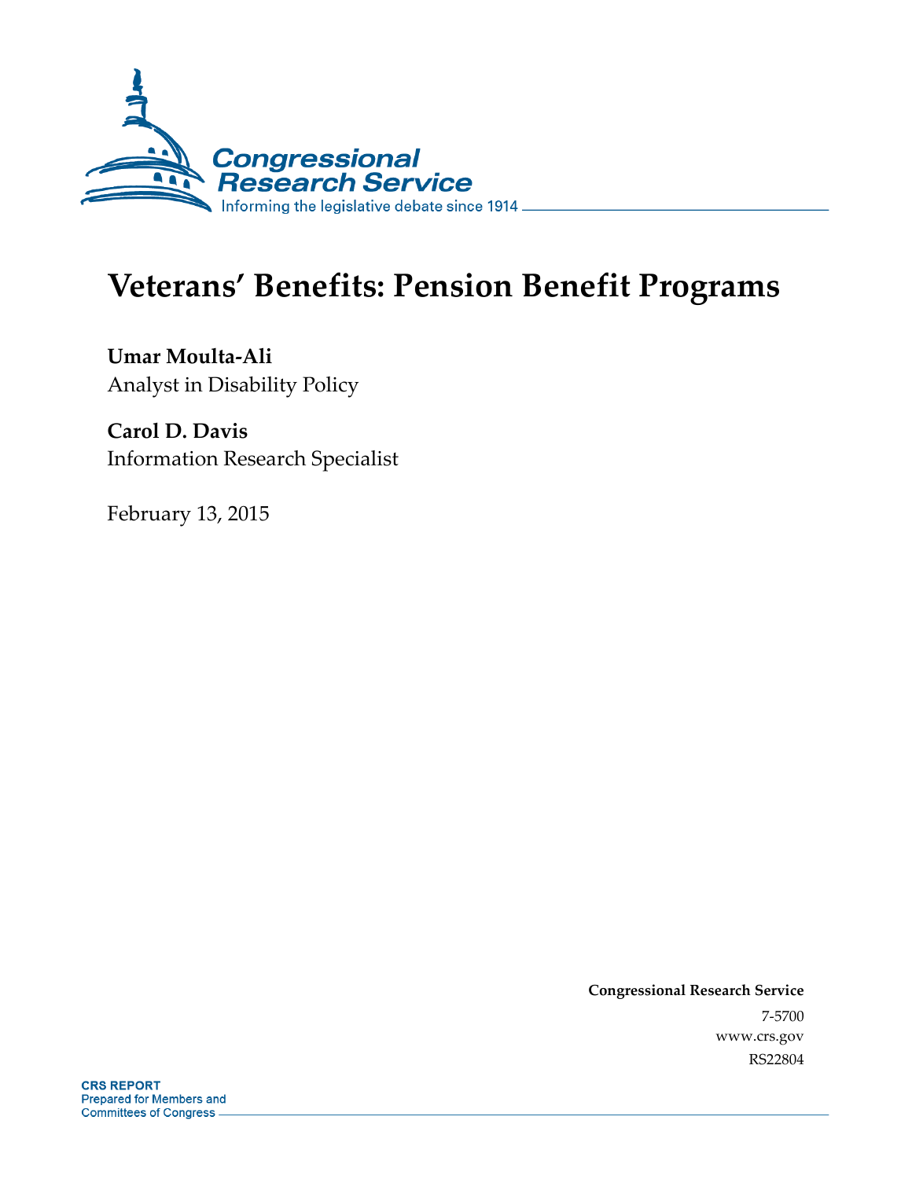Congressional Research Service

Informing the legislative debate since 1914

# Veterans' Benefits: Pension Benefit Programs

**Umar Moulta-Ali**
Analyst in Disability Policy

**Carol D. Davis**
Information Research Specialist

February 13, 2015

**Congressional Research Service**

7-5700

www.crs.gov

RS22804

**CRS REPORT**
Prepared for Members and Committees of Congress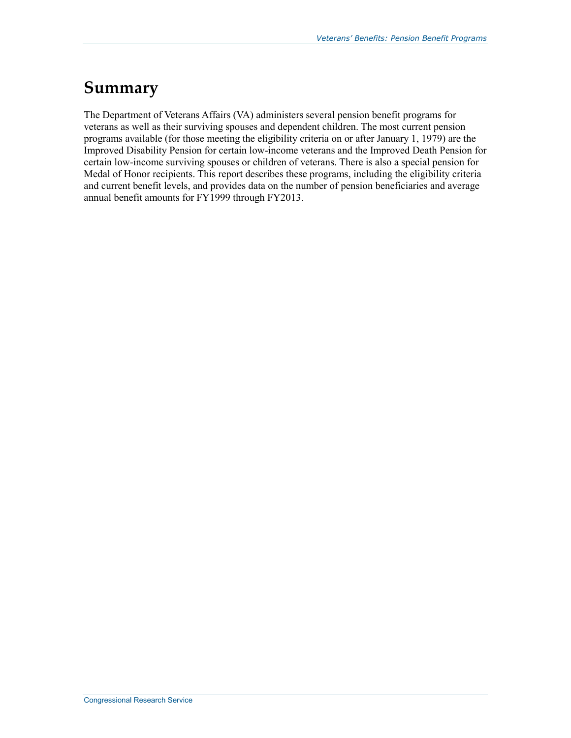# Summary

The Department of Veterans Affairs (VA) administers several pension benefit programs for veterans as well as their surviving spouses and dependent children. The most current pension programs available (for those meeting the eligibility criteria on or after January 1, 1979) are the Improved Disability Pension for certain low-income veterans and the Improved Death Pension for certain low-income surviving spouses or children of veterans. There is also a special pension for Medal of Honor recipients. This report describes these programs, including the eligibility criteria and current benefit levels, and provides data on the number of pension beneficiaries and average annual benefit amounts for FY1999 through FY2013.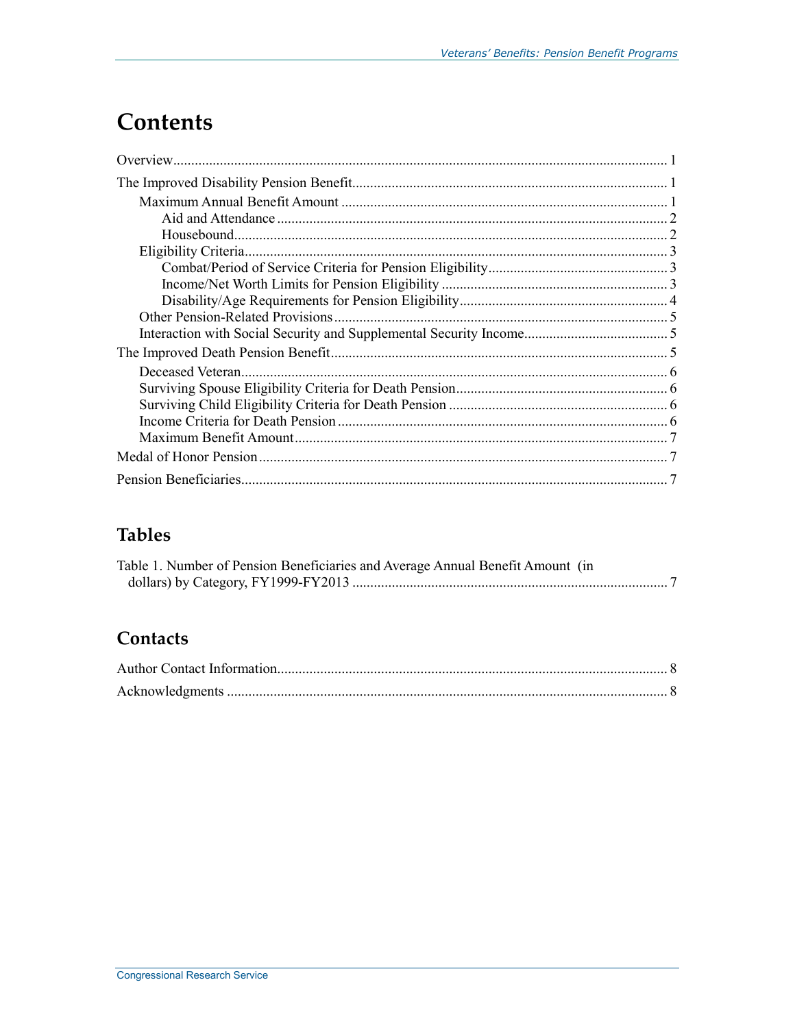# Contents

Overview ........................................................................................................................................ 1

The Improved Disability Pension Benefit ...................................................................................... 1

- Maximum Annual Benefit Amount ........................................................................................... 1
  - Aid and Attendance ............................................................................................................ 2
  - Housebound ........................................................................................................................ 2
- Eligibility Criteria ..................................................................................................................... 3
  - Combat/Period of Service Criteria for Pension Eligibility .................................................. 3
  - Income/Net Worth Limits for Pension Eligibility ............................................................... 3
  - Disability/Age Requirements for Pension Eligibility .......................................................... 4
- Other Pension-Related Provisions ............................................................................................ 5
- Interaction with Social Security and Supplemental Security Income ........................................ 5

The Improved Death Pension Benefit ............................................................................................. 5

- Deceased Veteran ...................................................................................................................... 6
- Surviving Spouse Eligibility Criteria for Death Pension ........................................................... 6
- Surviving Child Eligibility Criteria for Death Pension ............................................................. 6
- Income Criteria for Death Pension ............................................................................................ 6
- Maximum Benefit Amount ........................................................................................................ 7

Medal of Honor Pension ................................................................................................................. 7

Pension Beneficiaries ...................................................................................................................... 7

## Tables

Table 1. Number of Pension Beneficiaries and Average Annual Benefit Amount (in dollars) by Category, FY1999-FY2013 ....................................................................................... 7

## Contacts

Author Contact Information ............................................................................................................ 8

Acknowledgments .......................................................................................................................... 8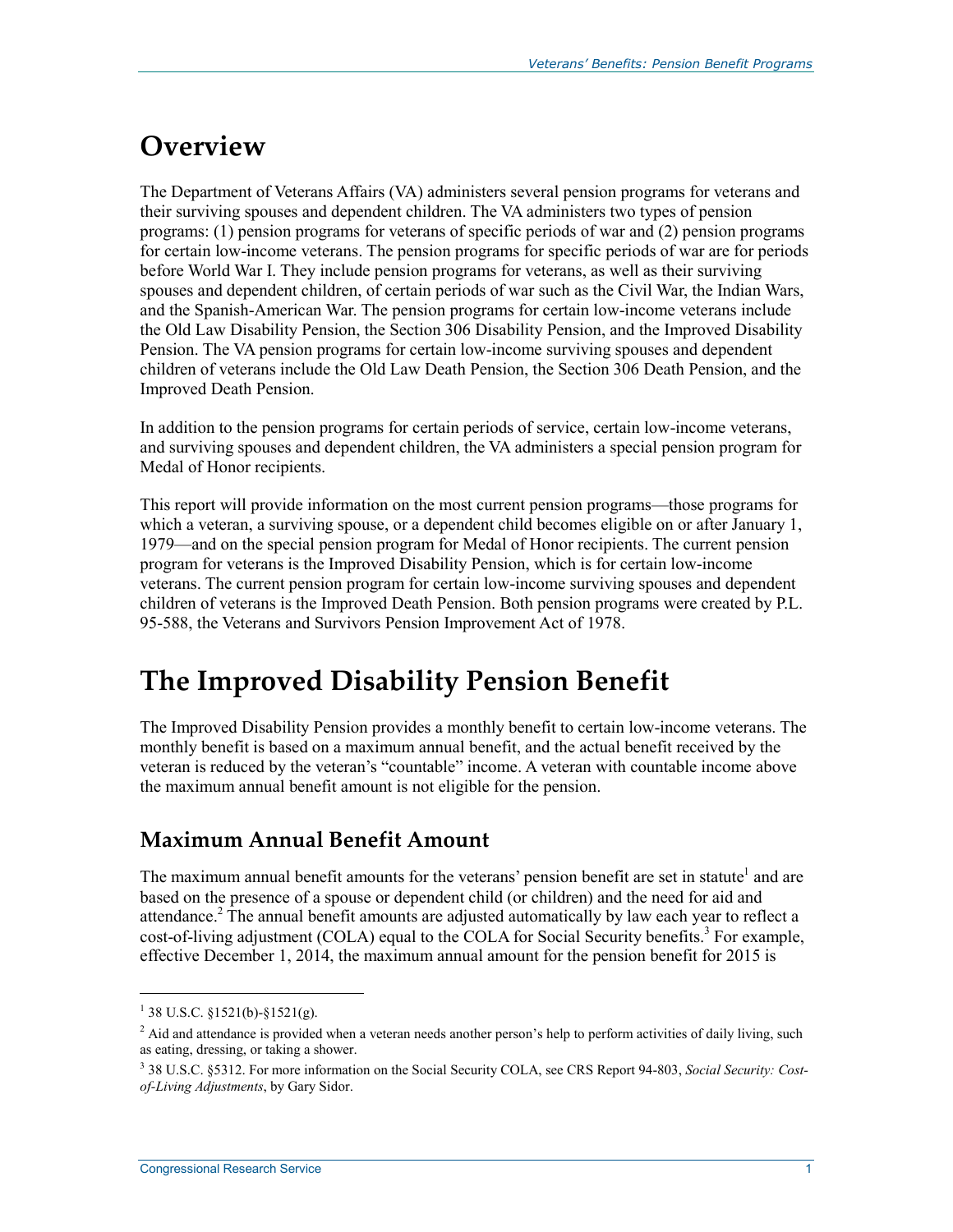# Overview

The Department of Veterans Affairs (VA) administers several pension programs for veterans and their surviving spouses and dependent children. The VA administers two types of pension programs: (1) pension programs for veterans of specific periods of war and (2) pension programs for certain low-income veterans. The pension programs for specific periods of war are for periods before World War I. They include pension programs for veterans, as well as their surviving spouses and dependent children, of certain periods of war such as the Civil War, the Indian Wars, and the Spanish-American War. The pension programs for certain low-income veterans include the Old Law Disability Pension, the Section 306 Disability Pension, and the Improved Disability Pension. The VA pension programs for certain low-income surviving spouses and dependent children of veterans include the Old Law Death Pension, the Section 306 Death Pension, and the Improved Death Pension.

In addition to the pension programs for certain periods of service, certain low-income veterans, and surviving spouses and dependent children, the VA administers a special pension program for Medal of Honor recipients.

This report will provide information on the most current pension programs—those programs for which a veteran, a surviving spouse, or a dependent child becomes eligible on or after January 1, 1979—and on the special pension program for Medal of Honor recipients. The current pension program for veterans is the Improved Disability Pension, which is for certain low-income veterans. The current pension program for certain low-income surviving spouses and dependent children of veterans is the Improved Death Pension. Both pension programs were created by P.L. 95-588, the Veterans and Survivors Pension Improvement Act of 1978.

# The Improved Disability Pension Benefit

The Improved Disability Pension provides a monthly benefit to certain low-income veterans. The monthly benefit is based on a maximum annual benefit, and the actual benefit received by the veteran is reduced by the veteran's "countable" income. A veteran with countable income above the maximum annual benefit amount is not eligible for the pension.

## Maximum Annual Benefit Amount

The maximum annual benefit amounts for the veterans' pension benefit are set in statute[1] and are based on the presence of a spouse or dependent child (or children) and the need for aid and attendance.[2] The annual benefit amounts are adjusted automatically by law each year to reflect a cost-of-living adjustment (COLA) equal to the COLA for Social Security benefits.[3] For example, effective December 1, 2014, the maximum annual amount for the pension benefit for 2015 is

---

[1] 38 U.S.C. §1521(b)-§1521(g).

[2] Aid and attendance is provided when a veteran needs another person's help to perform activities of daily living, such as eating, dressing, or taking a shower.

[3] 38 U.S.C. §5312. For more information on the Social Security COLA, see CRS Report 94-803, *Social Security: Cost-of-Living Adjustments*, by Gary Sidor.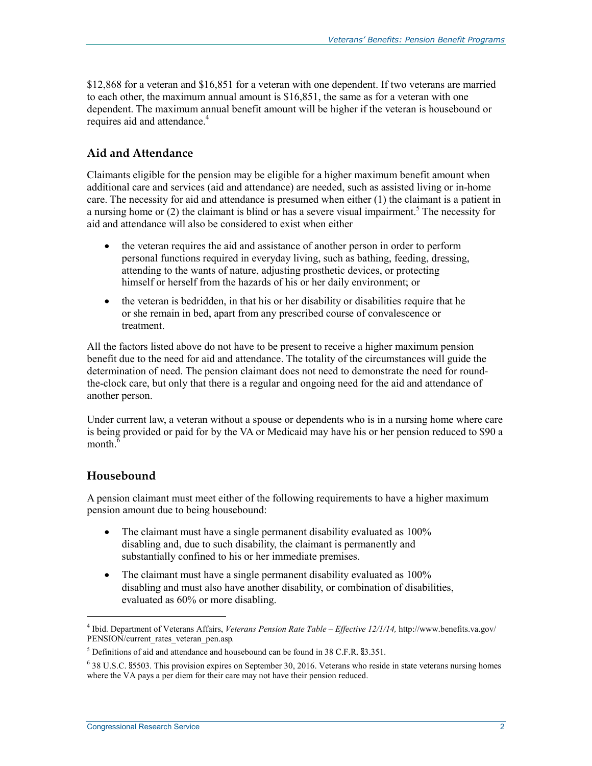$12,868 for a veteran and $16,851 for a veteran with one dependent. If two veterans are married to each other, the maximum annual amount is $16,851, the same as for a veteran with one dependent. The maximum annual benefit amount will be higher if the veteran is housebound or requires aid and attendance.[4]

### Aid and Attendance

Claimants eligible for the pension may be eligible for a higher maximum benefit amount when additional care and services (aid and attendance) are needed, such as assisted living or in-home care. The necessity for aid and attendance is presumed when either (1) the claimant is a patient in a nursing home or (2) the claimant is blind or has a severe visual impairment.[5] The necessity for aid and attendance will also be considered to exist when either

- the veteran requires the aid and assistance of another person in order to perform personal functions required in everyday living, such as bathing, feeding, dressing, attending to the wants of nature, adjusting prosthetic devices, or protecting himself or herself from the hazards of his or her daily environment; or
- the veteran is bedridden, in that his or her disability or disabilities require that he or she remain in bed, apart from any prescribed course of convalescence or treatment.

All the factors listed above do not have to be present to receive a higher maximum pension benefit due to the need for aid and attendance. The totality of the circumstances will guide the determination of need. The pension claimant does not need to demonstrate the need for round-the-clock care, but only that there is a regular and ongoing need for the aid and attendance of another person.

Under current law, a veteran without a spouse or dependents who is in a nursing home where care is being provided or paid for by the VA or Medicaid may have his or her pension reduced to $90 a month.[6]

### Housebound

A pension claimant must meet either of the following requirements to have a higher maximum pension amount due to being housebound:

- The claimant must have a single permanent disability evaluated as 100% disabling and, due to such disability, the claimant is permanently and substantially confined to his or her immediate premises.
- The claimant must have a single permanent disability evaluated as 100% disabling and must also have another disability, or combination of disabilities, evaluated as 60% or more disabling.

---

[4] Ibid. Department of Veterans Affairs, *Veterans Pension Rate Table – Effective 12/1/14,* http://www.benefits.va.gov/PENSION/current_rates_veteran_pen.asp.

[5] Definitions of aid and attendance and housebound can be found in 38 C.F.R. §3.351.

[6] 38 U.S.C. §5503. This provision expires on September 30, 2016. Veterans who reside in state veterans nursing homes where the VA pays a per diem for their care may not have their pension reduced.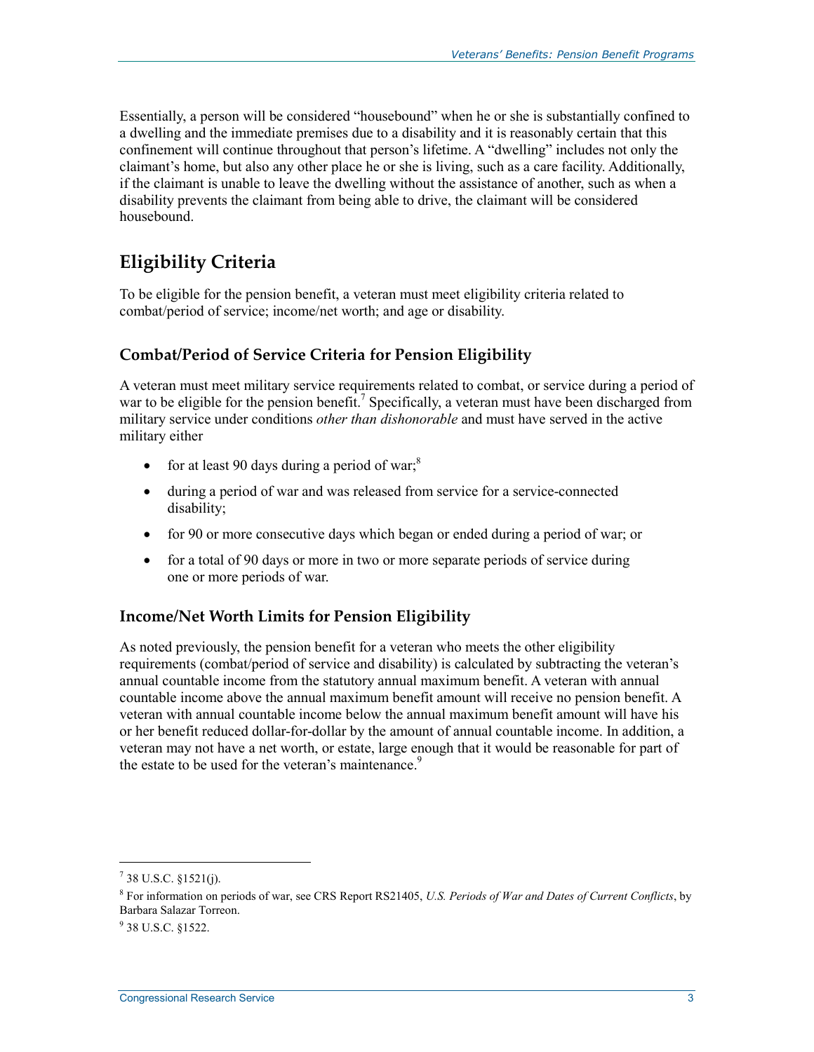Essentially, a person will be considered "housebound" when he or she is substantially confined to a dwelling and the immediate premises due to a disability and it is reasonably certain that this confinement will continue throughout that person's lifetime. A "dwelling" includes not only the claimant's home, but also any other place he or she is living, such as a care facility. Additionally, if the claimant is unable to leave the dwelling without the assistance of another, such as when a disability prevents the claimant from being able to drive, the claimant will be considered housebound.

## Eligibility Criteria

To be eligible for the pension benefit, a veteran must meet eligibility criteria related to combat/period of service; income/net worth; and age or disability.

### Combat/Period of Service Criteria for Pension Eligibility

A veteran must meet military service requirements related to combat, or service during a period of war to be eligible for the pension benefit.[7] Specifically, a veteran must have been discharged from military service under conditions *other than dishonorable* and must have served in the active military either

- for at least 90 days during a period of war;[8]
- during a period of war and was released from service for a service-connected disability;
- for 90 or more consecutive days which began or ended during a period of war; or
- for a total of 90 days or more in two or more separate periods of service during one or more periods of war.

### Income/Net Worth Limits for Pension Eligibility

As noted previously, the pension benefit for a veteran who meets the other eligibility requirements (combat/period of service and disability) is calculated by subtracting the veteran's annual countable income from the statutory annual maximum benefit. A veteran with annual countable income above the annual maximum benefit amount will receive no pension benefit. A veteran with annual countable income below the annual maximum benefit amount will have his or her benefit reduced dollar-for-dollar by the amount of annual countable income. In addition, a veteran may not have a net worth, or estate, large enough that it would be reasonable for part of the estate to be used for the veteran's maintenance.[9]

---

[7] 38 U.S.C. §1521(j).

[8] For information on periods of war, see CRS Report RS21405, *U.S. Periods of War and Dates of Current Conflicts*, by Barbara Salazar Torreon.

[9] 38 U.S.C. §1522.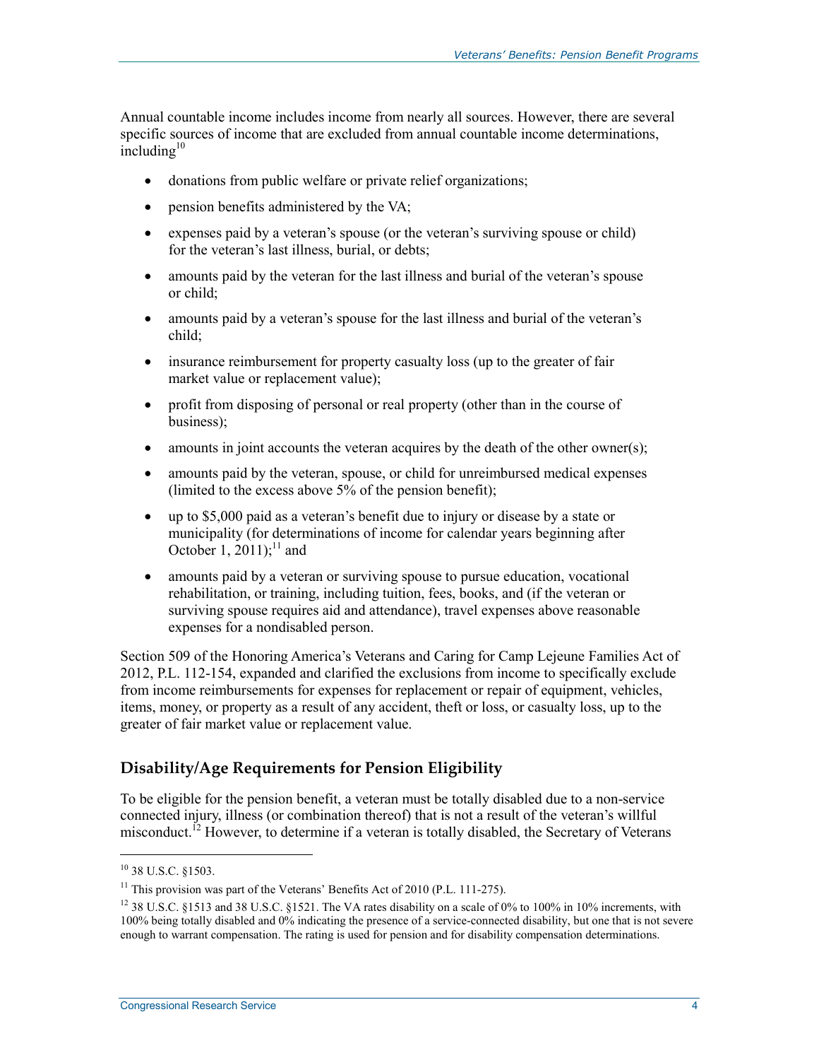Annual countable income includes income from nearly all sources. However, there are several specific sources of income that are excluded from annual countable income determinations, including[10]

- donations from public welfare or private relief organizations;
- pension benefits administered by the VA;
- expenses paid by a veteran's spouse (or the veteran's surviving spouse or child) for the veteran's last illness, burial, or debts;
- amounts paid by the veteran for the last illness and burial of the veteran's spouse or child;
- amounts paid by a veteran's spouse for the last illness and burial of the veteran's child;
- insurance reimbursement for property casualty loss (up to the greater of fair market value or replacement value);
- profit from disposing of personal or real property (other than in the course of business);
- amounts in joint accounts the veteran acquires by the death of the other owner(s);
- amounts paid by the veteran, spouse, or child for unreimbursed medical expenses (limited to the excess above 5% of the pension benefit);
- up to $5,000 paid as a veteran's benefit due to injury or disease by a state or municipality (for determinations of income for calendar years beginning after October 1, 2011);[11] and
- amounts paid by a veteran or surviving spouse to pursue education, vocational rehabilitation, or training, including tuition, fees, books, and (if the veteran or surviving spouse requires aid and attendance), travel expenses above reasonable expenses for a nondisabled person.

Section 509 of the Honoring America's Veterans and Caring for Camp Lejeune Families Act of 2012, P.L. 112-154, expanded and clarified the exclusions from income to specifically exclude from income reimbursements for expenses for replacement or repair of equipment, vehicles, items, money, or property as a result of any accident, theft or loss, or casualty loss, up to the greater of fair market value or replacement value.

## Disability/Age Requirements for Pension Eligibility

To be eligible for the pension benefit, a veteran must be totally disabled due to a non-service connected injury, illness (or combination thereof) that is not a result of the veteran's willful misconduct.[12] However, to determine if a veteran is totally disabled, the Secretary of Veterans

---

[10] 38 U.S.C. §1503.

[11] This provision was part of the Veterans' Benefits Act of 2010 (P.L. 111-275).

[12] 38 U.S.C. §1513 and 38 U.S.C. §1521. The VA rates disability on a scale of 0% to 100% in 10% increments, with 100% being totally disabled and 0% indicating the presence of a service-connected disability, but one that is not severe enough to warrant compensation. The rating is used for pension and for disability compensation determinations.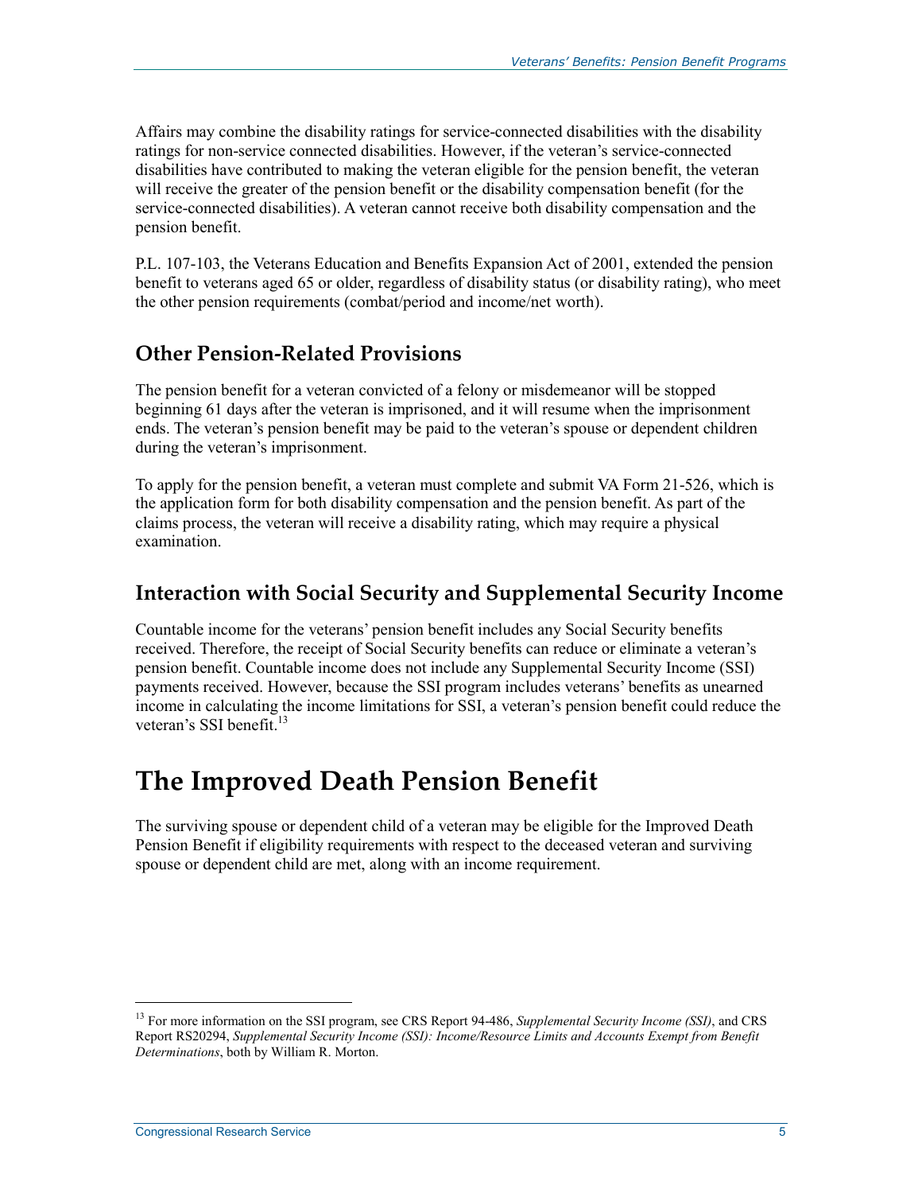Affairs may combine the disability ratings for service-connected disabilities with the disability ratings for non-service connected disabilities. However, if the veteran's service-connected disabilities have contributed to making the veteran eligible for the pension benefit, the veteran will receive the greater of the pension benefit or the disability compensation benefit (for the service-connected disabilities). A veteran cannot receive both disability compensation and the pension benefit.

P.L. 107-103, the Veterans Education and Benefits Expansion Act of 2001, extended the pension benefit to veterans aged 65 or older, regardless of disability status (or disability rating), who meet the other pension requirements (combat/period and income/net worth).

## Other Pension-Related Provisions

The pension benefit for a veteran convicted of a felony or misdemeanor will be stopped beginning 61 days after the veteran is imprisoned, and it will resume when the imprisonment ends. The veteran's pension benefit may be paid to the veteran's spouse or dependent children during the veteran's imprisonment.

To apply for the pension benefit, a veteran must complete and submit VA Form 21-526, which is the application form for both disability compensation and the pension benefit. As part of the claims process, the veteran will receive a disability rating, which may require a physical examination.

## Interaction with Social Security and Supplemental Security Income

Countable income for the veterans' pension benefit includes any Social Security benefits received. Therefore, the receipt of Social Security benefits can reduce or eliminate a veteran's pension benefit. Countable income does not include any Supplemental Security Income (SSI) payments received. However, because the SSI program includes veterans' benefits as unearned income in calculating the income limitations for SSI, a veteran's pension benefit could reduce the veteran's SSI benefit.[13]

# The Improved Death Pension Benefit

The surviving spouse or dependent child of a veteran may be eligible for the Improved Death Pension Benefit if eligibility requirements with respect to the deceased veteran and surviving spouse or dependent child are met, along with an income requirement.

[13] For more information on the SSI program, see CRS Report 94-486, *Supplemental Security Income (SSI)*, and CRS Report RS20294, *Supplemental Security Income (SSI): Income/Resource Limits and Accounts Exempt from Benefit Determinations*, both by William R. Morton.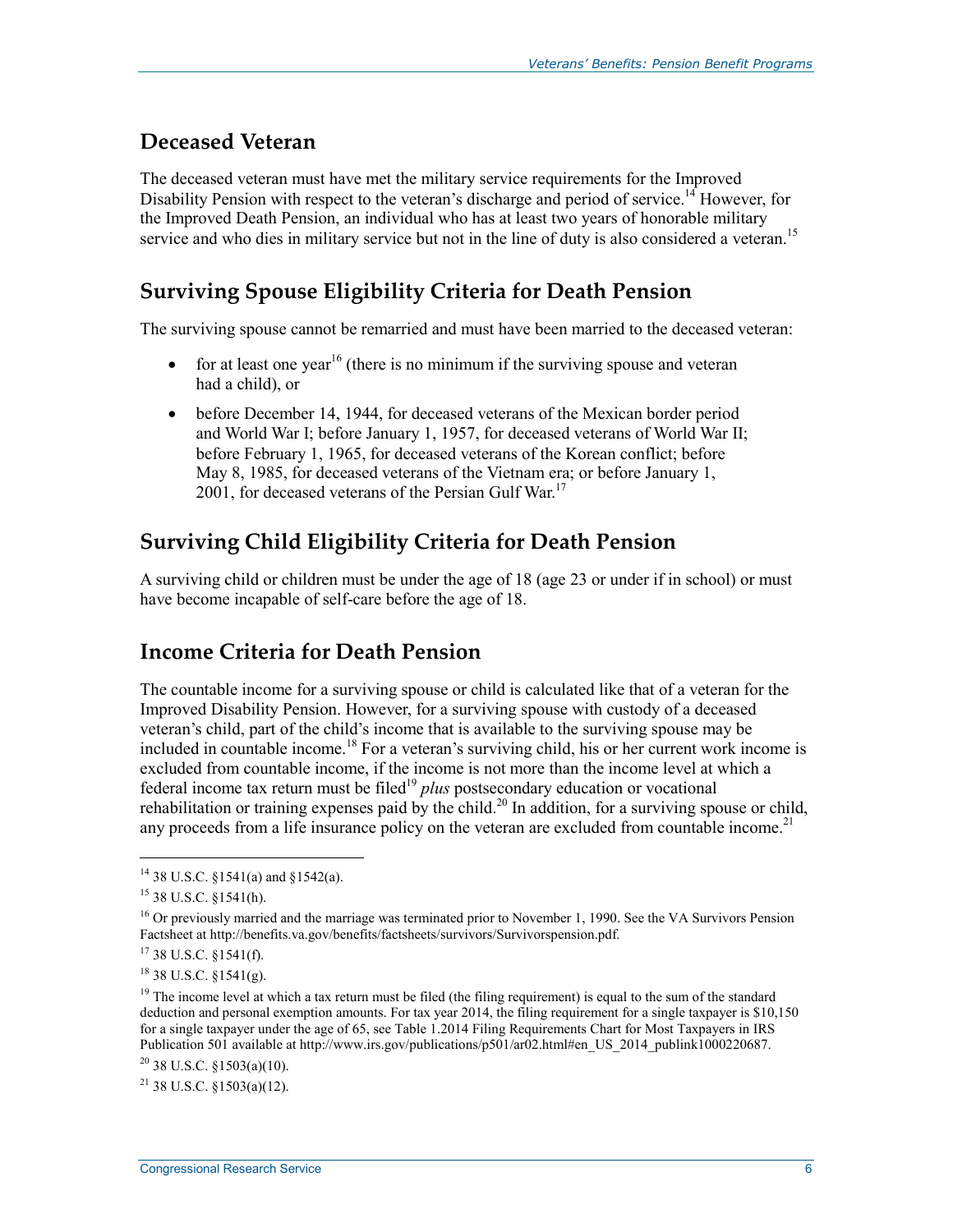## Deceased Veteran

The deceased veteran must have met the military service requirements for the Improved Disability Pension with respect to the veteran's discharge and period of service.[14] However, for the Improved Death Pension, an individual who has at least two years of honorable military service and who dies in military service but not in the line of duty is also considered a veteran.[15]

## Surviving Spouse Eligibility Criteria for Death Pension

The surviving spouse cannot be remarried and must have been married to the deceased veteran:

- for at least one year[16] (there is no minimum if the surviving spouse and veteran had a child), or
- before December 14, 1944, for deceased veterans of the Mexican border period and World War I; before January 1, 1957, for deceased veterans of World War II; before February 1, 1965, for deceased veterans of the Korean conflict; before May 8, 1985, for deceased veterans of the Vietnam era; or before January 1, 2001, for deceased veterans of the Persian Gulf War.[17]

## Surviving Child Eligibility Criteria for Death Pension

A surviving child or children must be under the age of 18 (age 23 or under if in school) or must have become incapable of self-care before the age of 18.

## Income Criteria for Death Pension

The countable income for a surviving spouse or child is calculated like that of a veteran for the Improved Disability Pension. However, for a surviving spouse with custody of a deceased veteran's child, part of the child's income that is available to the surviving spouse may be included in countable income.[18] For a veteran's surviving child, his or her current work income is excluded from countable income, if the income is not more than the income level at which a federal income tax return must be filed[19] *plus* postsecondary education or vocational rehabilitation or training expenses paid by the child.[20] In addition, for a surviving spouse or child, any proceeds from a life insurance policy on the veteran are excluded from countable income.[21]

---

[14] 38 U.S.C. §1541(a) and §1542(a).

[15] 38 U.S.C. §1541(h).

[16] Or previously married and the marriage was terminated prior to November 1, 1990. See the VA Survivors Pension Factsheet at http://benefits.va.gov/benefits/factsheets/survivors/Survivorspension.pdf.

[17] 38 U.S.C. §1541(f).

[18] 38 U.S.C. §1541(g).

[19] The income level at which a tax return must be filed (the filing requirement) is equal to the sum of the standard deduction and personal exemption amounts. For tax year 2014, the filing requirement for a single taxpayer is $10,150 for a single taxpayer under the age of 65, see Table 1.2014 Filing Requirements Chart for Most Taxpayers in IRS Publication 501 available at http://www.irs.gov/publications/p501/ar02.html#en_US_2014_publink1000220687.

[20] 38 U.S.C. §1503(a)(10).

[21] 38 U.S.C. §1503(a)(12).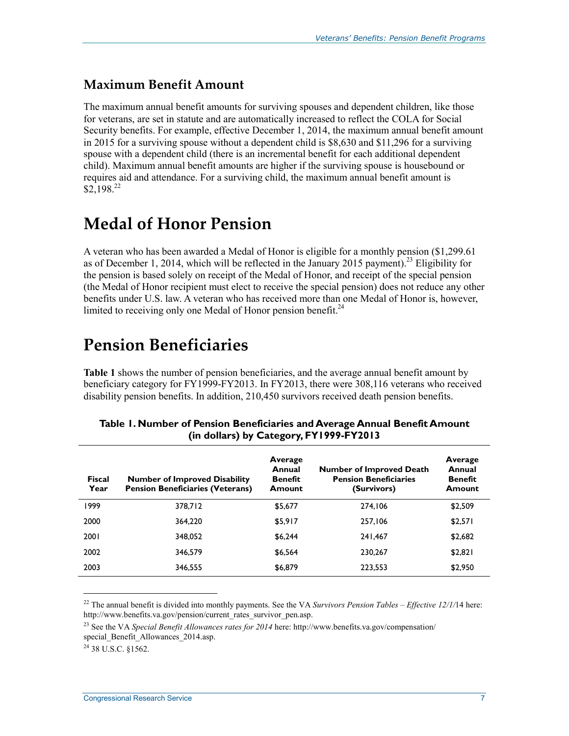## Maximum Benefit Amount

The maximum annual benefit amounts for surviving spouses and dependent children, like those for veterans, are set in statute and are automatically increased to reflect the COLA for Social Security benefits. For example, effective December 1, 2014, the maximum annual benefit amount in 2015 for a surviving spouse without a dependent child is $8,630 and $11,296 for a surviving spouse with a dependent child (there is an incremental benefit for each additional dependent child). Maximum annual benefit amounts are higher if the surviving spouse is housebound or requires aid and attendance. For a surviving child, the maximum annual benefit amount is $2,198.[22]

# Medal of Honor Pension

A veteran who has been awarded a Medal of Honor is eligible for a monthly pension ($1,299.61 as of December 1, 2014, which will be reflected in the January 2015 payment).[23] Eligibility for the pension is based solely on receipt of the Medal of Honor, and receipt of the special pension (the Medal of Honor recipient must elect to receive the special pension) does not reduce any other benefits under U.S. law. A veteran who has received more than one Medal of Honor is, however, limited to receiving only one Medal of Honor pension benefit.[24]

# Pension Beneficiaries

**Table 1** shows the number of pension beneficiaries, and the average annual benefit amount by beneficiary category for FY1999-FY2013. In FY2013, there were 308,116 veterans who received disability pension benefits. In addition, 210,450 survivors received death pension benefits.

**Table 1. Number of Pension Beneficiaries and Average Annual Benefit Amount (in dollars) by Category, FY1999-FY2013**

| Fiscal Year | Number of Improved Disability Pension Beneficiaries (Veterans) | Average Annual Benefit Amount | Number of Improved Death Pension Beneficiaries (Survivors) | Average Annual Benefit Amount |
|---|---|---|---|---|
| 1999 | 378,712 | $5,677 | 274,106 | $2,509 |
| 2000 | 364,220 | $5,917 | 257,106 | $2,571 |
| 2001 | 348,052 | $6,244 | 241,467 | $2,682 |
| 2002 | 346,579 | $6,564 | 230,267 | $2,821 |
| 2003 | 346,555 | $6,879 | 223,553 | $2,950 |

[22] The annual benefit is divided into monthly payments. See the VA *Survivors Pension Tables – Effective 12/1/*14 here: http://www.benefits.va.gov/pension/current_rates_survivor_pen.asp.

[23] See the VA *Special Benefit Allowances rates for 2014* here: http://www.benefits.va.gov/compensation/special_Benefit_Allowances_2014.asp.

[24] 38 U.S.C. §1562.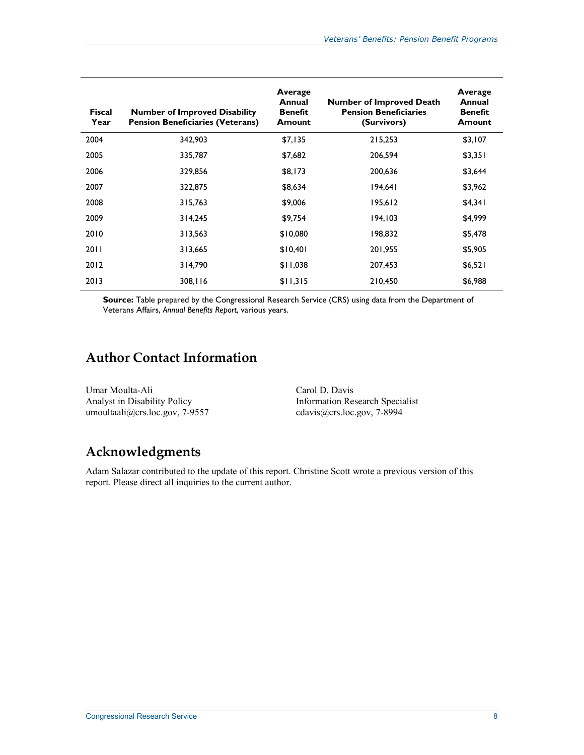| Fiscal Year | Number of Improved Disability Pension Beneficiaries (Veterans) | Average Annual Benefit Amount | Number of Improved Death Pension Beneficiaries (Survivors) | Average Annual Benefit Amount |
|---|---|---|---|---|
| 2004 | 342,903 | $7,135 | 215,253 | $3,107 |
| 2005 | 335,787 | $7,682 | 206,594 | $3,351 |
| 2006 | 329,856 | $8,173 | 200,636 | $3,644 |
| 2007 | 322,875 | $8,634 | 194,641 | $3,962 |
| 2008 | 315,763 | $9,006 | 195,612 | $4,341 |
| 2009 | 314,245 | $9,754 | 194,103 | $4,999 |
| 2010 | 313,563 | $10,080 | 198,832 | $5,478 |
| 2011 | 313,665 | $10,401 | 201,955 | $5,905 |
| 2012 | 314,790 | $11,038 | 207,453 | $6,521 |
| 2013 | 308,116 | $11,315 | 210,450 | $6,988 |

**Source:** Table prepared by the Congressional Research Service (CRS) using data from the Department of Veterans Affairs, *Annual Benefits Report*, various years.

## Author Contact Information

Umar Moulta-Ali
Analyst in Disability Policy
umoultaali@crs.loc.gov, 7-9557

Carol D. Davis
Information Research Specialist
cdavis@crs.loc.gov, 7-8994

## Acknowledgments

Adam Salazar contributed to the update of this report. Christine Scott wrote a previous version of this report. Please direct all inquiries to the current author.